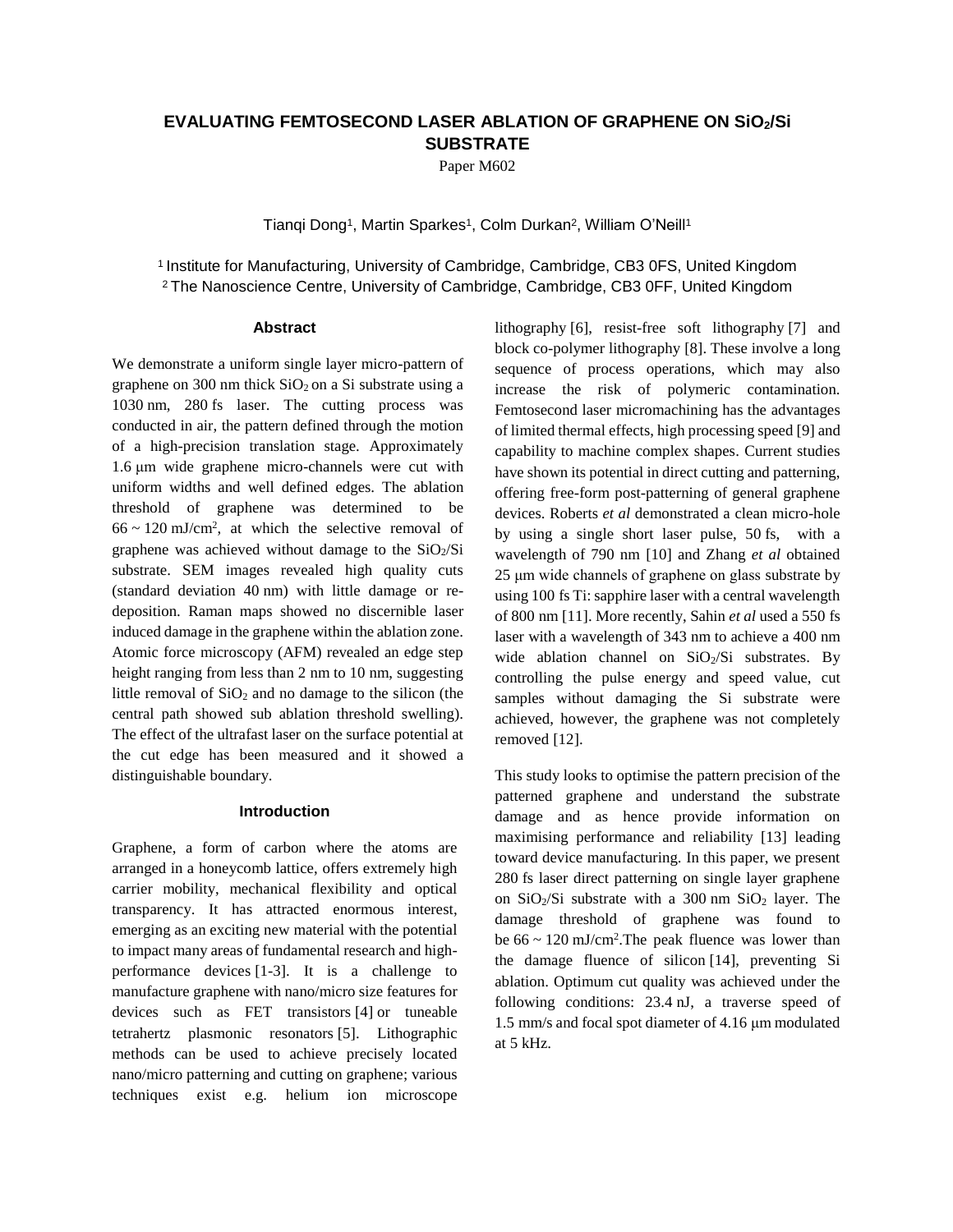# EVALUATING FEMTOSECOND LASER ABLATION OF GRAPHENE ON $SiO_2$/Si SUBSTRATE

Paper M602

Tianqi Dong[1], Martin Sparkes[1], Colm Durkan[2], William O'Neill[1]

[1] Institute for Manufacturing, University of Cambridge, Cambridge, CB3 0FS, United Kingdom
[2] The Nanoscience Centre, University of Cambridge, Cambridge, CB3 0FF, United Kingdom

## Abstract

We demonstrate a uniform single layer micro-pattern of graphene on 300 nm thick $SiO_2$ on a Si substrate using a 1030 nm, 280 fs laser. The cutting process was conducted in air, the pattern defined through the motion of a high-precision translation stage. Approximately 1.6 μm wide graphene micro-channels were cut with uniform widths and well defined edges. The ablation threshold of graphene was determined to be $66 \sim 120$ mJ/cm$^2$, at which the selective removal of graphene was achieved without damage to the $SiO_2$/Si substrate. SEM images revealed high quality cuts (standard deviation 40 nm) with little damage or re-deposition. Raman maps showed no discernible laser induced damage in the graphene within the ablation zone. Atomic force microscopy (AFM) revealed an edge step height ranging from less than 2 nm to 10 nm, suggesting little removal of $SiO_2$ and no damage to the silicon (the central path showed sub ablation threshold swelling). The effect of the ultrafast laser on the surface potential at the cut edge has been measured and it showed a distinguishable boundary.

## Introduction

Graphene, a form of carbon where the atoms are arranged in a honeycomb lattice, offers extremely high carrier mobility, mechanical flexibility and optical transparency. It has attracted enormous interest, emerging as an exciting new material with the potential to impact many areas of fundamental research and high-performance devices [1-3]. It is a challenge to manufacture graphene with nano/micro size features for devices such as FET transistors [4] or tuneable tetrahertz plasmonic resonators [5]. Lithographic methods can be used to achieve precisely located nano/micro patterning and cutting on graphene; various techniques exist e.g. helium ion microscope lithography [6], resist-free soft lithography [7] and block co-polymer lithography [8]. These involve a long sequence of process operations, which may also increase the risk of polymeric contamination. Femtosecond laser micromachining has the advantages of limited thermal effects, high processing speed [9] and capability to machine complex shapes. Current studies have shown its potential in direct cutting and patterning, offering free-form post-patterning of general graphene devices. Roberts *et al* demonstrated a clean micro-hole by using a single short laser pulse, 50 fs, with a wavelength of 790 nm [10] and Zhang *et al* obtained 25 μm wide channels of graphene on glass substrate by using 100 fs Ti: sapphire laser with a central wavelength of 800 nm [11]. More recently, Sahin *et al* used a 550 fs laser with a wavelength of 343 nm to achieve a 400 nm wide ablation channel on $SiO_2$/Si substrates. By controlling the pulse energy and speed value, cut samples without damaging the Si substrate were achieved, however, the graphene was not completely removed [12].

This study looks to optimise the pattern precision of the patterned graphene and understand the substrate damage and as hence provide information on maximising performance and reliability [13] leading toward device manufacturing. In this paper, we present 280 fs laser direct patterning on single layer graphene on $SiO_2$/Si substrate with a 300 nm $SiO_2$ layer. The damage threshold of graphene was found to be $66 \sim 120$ mJ/cm$^2$. The peak fluence was lower than the damage fluence of silicon [14], preventing Si ablation. Optimum cut quality was achieved under the following conditions: 23.4 nJ, a traverse speed of 1.5 mm/s and focal spot diameter of 4.16 μm modulated at 5 kHz.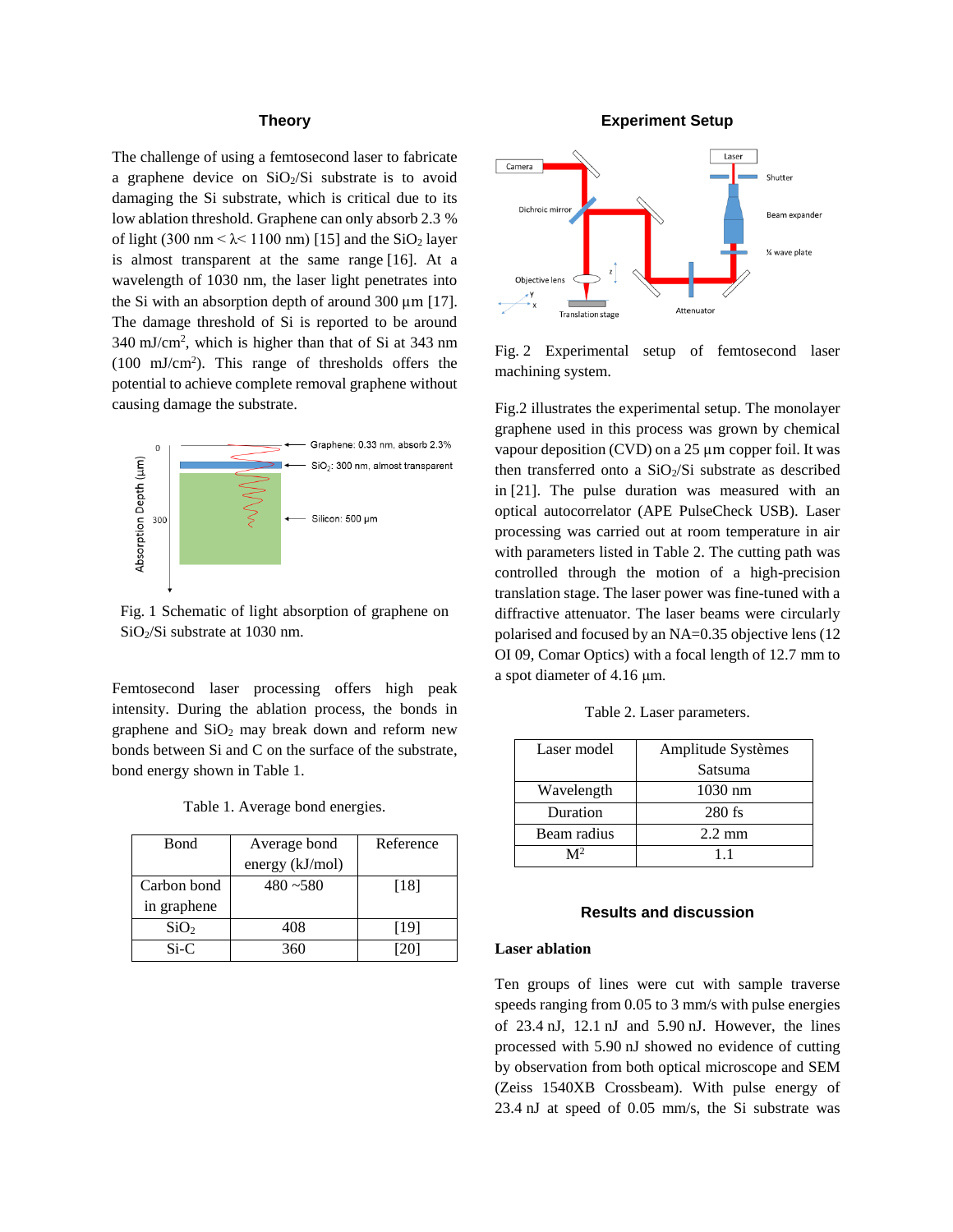## Theory

The challenge of using a femtosecond laser to fabricate a graphene device on $SiO_2$/Si substrate is to avoid damaging the Si substrate, which is critical due to its low ablation threshold. Graphene can only absorb 2.3 % of light (300 nm < λ< 1100 nm) [15] and the $SiO_2$ layer is almost transparent at the same range [16]. At a wavelength of 1030 nm, the laser light penetrates into the Si with an absorption depth of around 300 µm [17]. The damage threshold of Si is reported to be around 340 mJ/cm$^2$, which is higher than that of Si at 343 nm (100 mJ/cm$^2$). This range of thresholds offers the potential to achieve complete removal graphene without causing damage the substrate.

Fig. 1 Schematic of light absorption of graphene on $SiO_2$/Si substrate at 1030 nm.

Femtosecond laser processing offers high peak intensity. During the ablation process, the bonds in graphene and $SiO_2$ may break down and reform new bonds between Si and C on the surface of the substrate, bond energy shown in Table 1.

Table 1. Average bond energies.

| Bond | Average bond energy (kJ/mol) | Reference |
|---|---|---|
| Carbon bond in graphene | 480 ~580 | [18] |
| $SiO_2$ | 408 | [19] |
| Si-C | 360 | [20] |

## Experiment Setup

Fig. 2 Experimental setup of femtosecond laser machining system.

Fig.2 illustrates the experimental setup. The monolayer graphene used in this process was grown by chemical vapour deposition (CVD) on a 25 µm copper foil. It was then transferred onto a $SiO_2$/Si substrate as described in [21]. The pulse duration was measured with an optical autocorrelator (APE PulseCheck USB). Laser processing was carried out at room temperature in air with parameters listed in Table 2. The cutting path was controlled through the motion of a high-precision translation stage. The laser power was fine-tuned with a diffractive attenuator. The laser beams were circularly polarised and focused by an NA=0.35 objective lens (12 OI 09, Comar Optics) with a focal length of 12.7 mm to a spot diameter of 4.16 µm.

Table 2. Laser parameters.

| Laser model | Amplitude Systèmes Satsuma |
|---|---|
| Wavelength | 1030 nm |
| Duration | 280 fs |
| Beam radius | 2.2 mm |
| $M^2$ | 1.1 |

## Results and discussion

### Laser ablation

Ten groups of lines were cut with sample traverse speeds ranging from 0.05 to 3 mm/s with pulse energies of 23.4 nJ, 12.1 nJ and 5.90 nJ. However, the lines processed with 5.90 nJ showed no evidence of cutting by observation from both optical microscope and SEM (Zeiss 1540XB Crossbeam). With pulse energy of 23.4 nJ at speed of 0.05 mm/s, the Si substrate was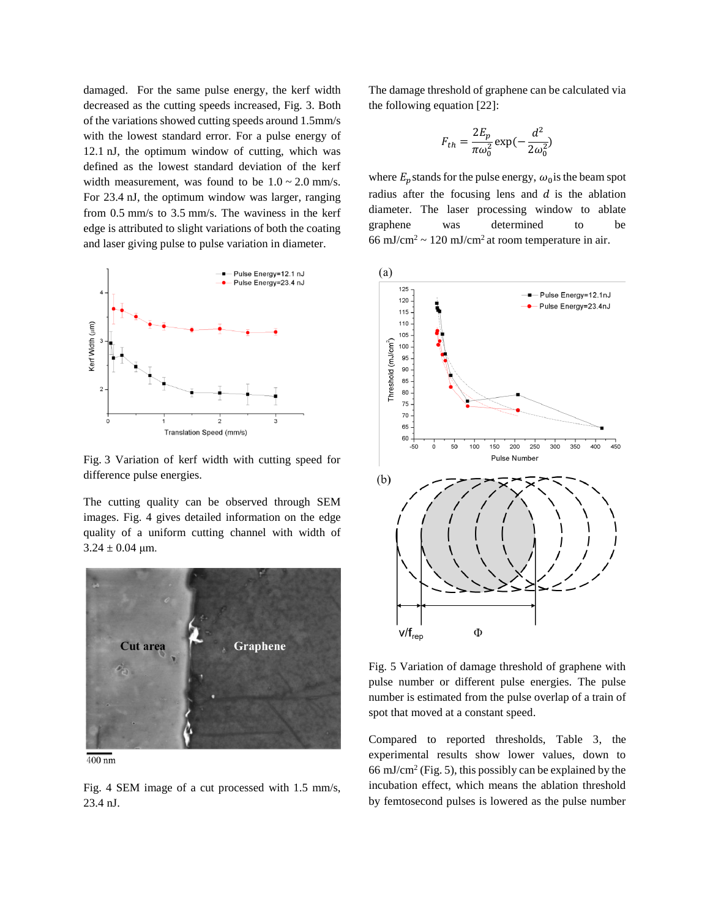damaged. For the same pulse energy, the kerf width decreased as the cutting speeds increased, Fig. 3. Both of the variations showed cutting speeds around 1.5mm/s with the lowest standard error. For a pulse energy of 12.1 nJ, the optimum window of cutting, which was defined as the lowest standard deviation of the kerf width measurement, was found to be 1.0 ~ 2.0 mm/s. For 23.4 nJ, the optimum window was larger, ranging from 0.5 mm/s to 3.5 mm/s. The waviness in the kerf edge is attributed to slight variations of both the coating and laser giving pulse to pulse variation in diameter.

Fig. 3 Variation of kerf width with cutting speed for difference pulse energies.

The cutting quality can be observed through SEM images. Fig. 4 gives detailed information on the edge quality of a uniform cutting channel with width of 3.24 ± 0.04 μm.

Fig. 4 SEM image of a cut processed with 1.5 mm/s, 23.4 nJ.

The damage threshold of graphene can be calculated via the following equation [22]:

$$F_{th} = \frac{2E_p}{\pi\omega_0^2}\exp\left(-\frac{d^2}{2\omega_0^2}\right)$$

where $E_p$ stands for the pulse energy, $\omega_0$ is the beam spot radius after the focusing lens and $d$ is the ablation diameter. The laser processing window to ablate graphene was determined to be 66 mJ/cm$^2$ ~ 120 mJ/cm$^2$ at room temperature in air.

Fig. 5 Variation of damage threshold of graphene with pulse number or different pulse energies. The pulse number is estimated from the pulse overlap of a train of spot that moved at a constant speed.

Compared to reported thresholds, Table 3, the experimental results show lower values, down to 66 mJ/cm$^2$ (Fig. 5), this possibly can be explained by the incubation effect, which means the ablation threshold by femtosecond pulses is lowered as the pulse number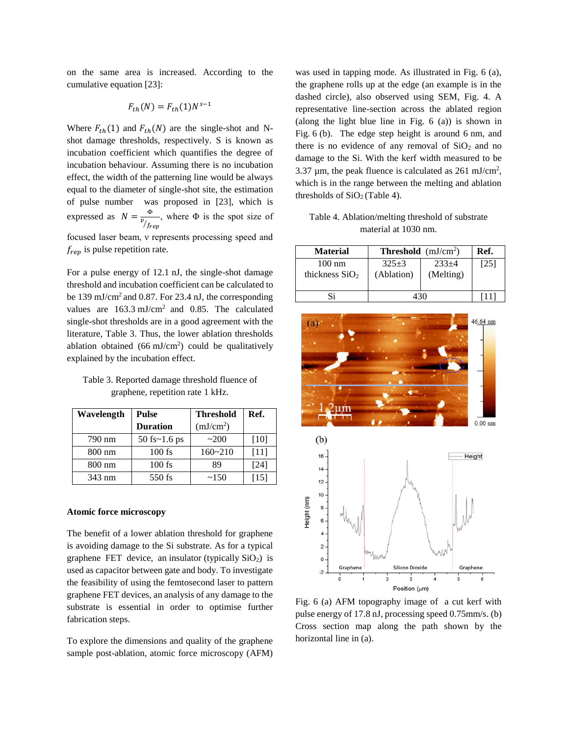on the same area is increased. According to the cumulative equation [23]:

$$F_{th}(N) = F_{th}(1)N^{s-1}$$

Where $F_{th}(1)$ and $F_{th}(N)$ are the single-shot and N-shot damage thresholds, respectively. S is known as incubation coefficient which quantifies the degree of incubation behaviour. Assuming there is no incubation effect, the width of the patterning line would be always equal to the diameter of single-shot site, the estimation of pulse number was proposed in [23], which is expressed as $N = \frac{\Phi}{v/f_{rep}}$, where Φ is the spot size of focused laser beam, ν represents processing speed and $f_{rep}$ is pulse repetition rate.

For a pulse energy of 12.1 nJ, the single-shot damage threshold and incubation coefficient can be calculated to be 139 mJ/cm$^2$ and 0.87. For 23.4 nJ, the corresponding values are 163.3 mJ/cm$^2$ and 0.85. The calculated single-shot thresholds are in a good agreement with the literature, Table 3. Thus, the lower ablation thresholds ablation obtained (66 mJ/cm$^2$) could be qualitatively explained by the incubation effect.

Table 3. Reported damage threshold fluence of graphene, repetition rate 1 kHz.

| Wavelength | Pulse Duration | Threshold (mJ/cm$^2$) | Ref. |
|---|---|---|---|
| 790 nm | 50 fs~1.6 ps | ~200 | [10] |
| 800 nm | 100 fs | 160~210 | [11] |
| 800 nm | 100 fs | 89 | [24] |
| 343 nm | 550 fs | ~150 | [15] |

**Atomic force microscopy**

The benefit of a lower ablation threshold for graphene is avoiding damage to the Si substrate. As for a typical graphene FET device, an insulator (typically $SiO_2$) is used as capacitor between gate and body. To investigate the feasibility of using the femtosecond laser to pattern graphene FET devices, an analysis of any damage to the substrate is essential in order to optimise further fabrication steps.

To explore the dimensions and quality of the graphene sample post-ablation, atomic force microscopy (AFM) was used in tapping mode. As illustrated in Fig. 6 (a), the graphene rolls up at the edge (an example is in the dashed circle), also observed using SEM, Fig. 4. A representative line-section across the ablated region (along the light blue line in Fig. 6 (a)) is shown in Fig. 6 (b). The edge step height is around 6 nm, and there is no evidence of any removal of $SiO_2$ and no damage to the Si. With the kerf width measured to be 3.37 µm, the peak fluence is calculated as 261 mJ/cm$^2$, which is in the range between the melting and ablation thresholds of $SiO_2$ (Table 4).

Table 4. Ablation/melting threshold of substrate material at 1030 nm.

| Material | Threshold (mJ/cm$^2$) | | Ref. |
|---|---|---|---|
| 100 nm thickness $SiO_2$ | 325±3 (Ablation) | 233±4 (Melting) | [25] |
| Si | 430 | | [11] |

Fig. 6 (a) AFM topography image of a cut kerf with pulse energy of 17.8 nJ, processing speed 0.75mm/s. (b) Cross section map along the path shown by the horizontal line in (a).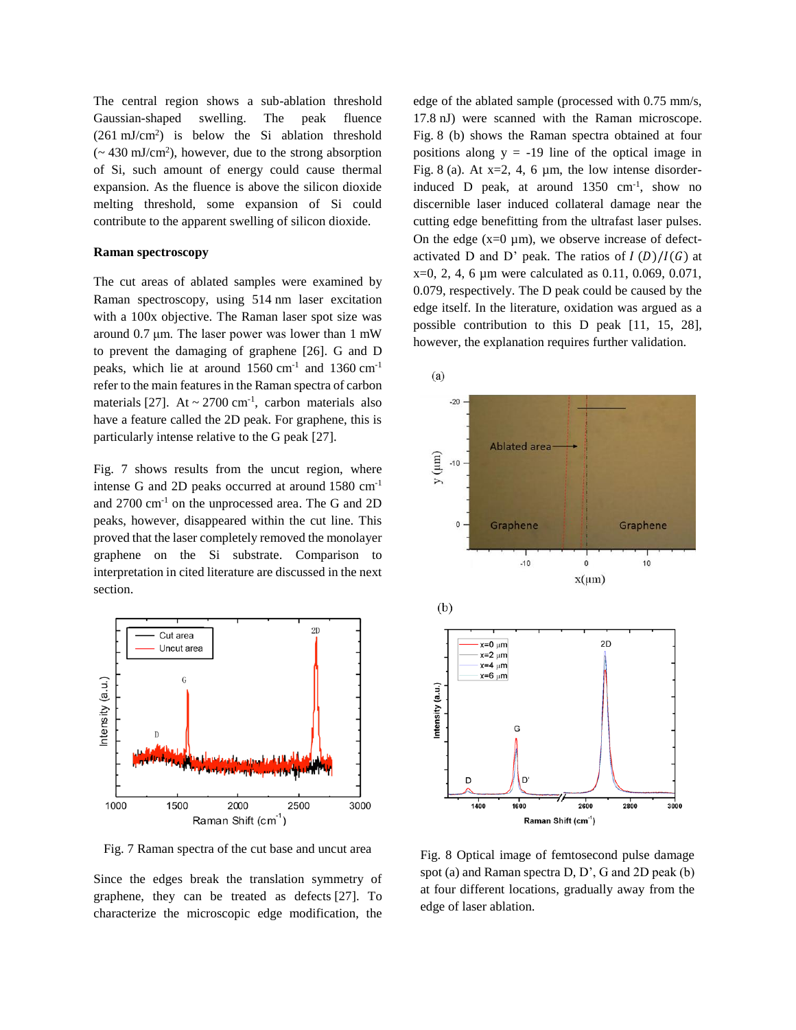The central region shows a sub-ablation threshold Gaussian-shaped swelling. The peak fluence (261 mJ/cm$^2$) is below the Si ablation threshold (~ 430 mJ/cm$^2$), however, due to the strong absorption of Si, such amount of energy could cause thermal expansion. As the fluence is above the silicon dioxide melting threshold, some expansion of Si could contribute to the apparent swelling of silicon dioxide.

**Raman spectroscopy**

The cut areas of ablated samples were examined by Raman spectroscopy, using 514 nm laser excitation with a 100x objective. The Raman laser spot size was around 0.7 μm. The laser power was lower than 1 mW to prevent the damaging of graphene [26]. G and D peaks, which lie at around 1560 cm$^{-1}$ and 1360 cm$^{-1}$ refer to the main features in the Raman spectra of carbon materials [27]. At ~ 2700 cm$^{-1}$, carbon materials also have a feature called the 2D peak. For graphene, this is particularly intense relative to the G peak [27].

Fig. 7 shows results from the uncut region, where intense G and 2D peaks occurred at around 1580 cm$^{-1}$ and 2700 cm$^{-1}$ on the unprocessed area. The G and 2D peaks, however, disappeared within the cut line. This proved that the laser completely removed the monolayer graphene on the Si substrate. Comparison to interpretation in cited literature are discussed in the next section.

Fig. 7 Raman spectra of the cut base and uncut area

Since the edges break the translation symmetry of graphene, they can be treated as defects [27]. To characterize the microscopic edge modification, the edge of the ablated sample (processed with 0.75 mm/s, 17.8 nJ) were scanned with the Raman microscope. Fig. 8 (b) shows the Raman spectra obtained at four positions along y = -19 line of the optical image in Fig. 8 (a). At x=2, 4, 6 μm, the low intense disorder-induced D peak, at around 1350 cm$^{-1}$, show no discernible laser induced collateral damage near the cutting edge benefitting from the ultrafast laser pulses. On the edge (x=0 μm), we observe increase of defect-activated D and D' peak. The ratios of $I(D)/I(G)$ at x=0, 2, 4, 6 μm were calculated as 0.11, 0.069, 0.071, 0.079, respectively. The D peak could be caused by the edge itself. In the literature, oxidation was argued as a possible contribution to this D peak [11, 15, 28], however, the explanation requires further validation.

Fig. 8 Optical image of femtosecond pulse damage spot (a) and Raman spectra D, D', G and 2D peak (b) at four different locations, gradually away from the edge of laser ablation.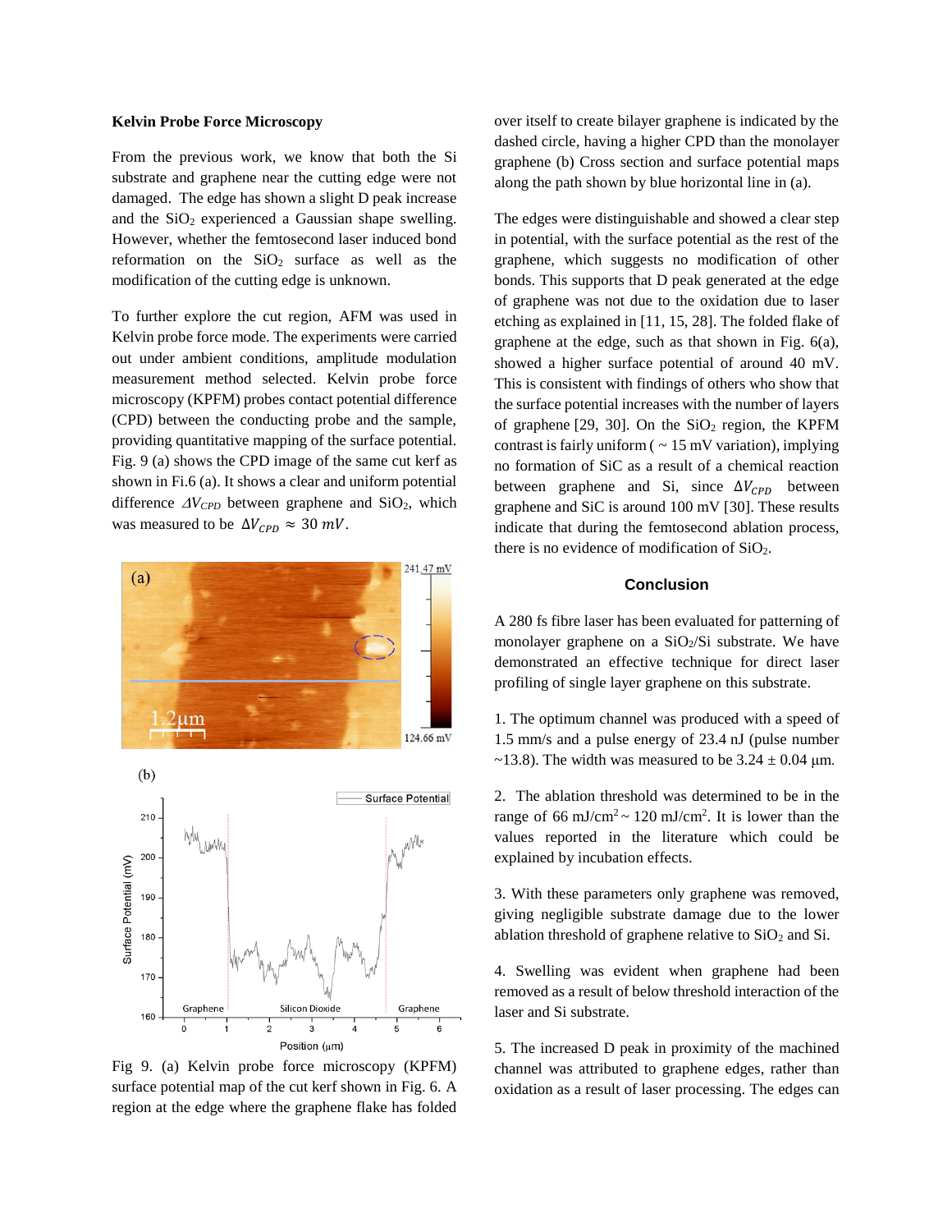### Kelvin Probe Force Microscopy

From the previous work, we know that both the Si substrate and graphene near the cutting edge were not damaged. The edge has shown a slight D peak increase and the $SiO_2$ experienced a Gaussian shape swelling. However, whether the femtosecond laser induced bond reformation on the $SiO_2$ surface as well as the modification of the cutting edge is unknown.

To further explore the cut region, AFM was used in Kelvin probe force mode. The experiments were carried out under ambient conditions, amplitude modulation measurement method selected. Kelvin probe force microscopy (KPFM) probes contact potential difference (CPD) between the conducting probe and the sample, providing quantitative mapping of the surface potential. Fig. 9 (a) shows the CPD image of the same cut kerf as shown in Fi.6 (a). It shows a clear and uniform potential difference $\Delta V_{CPD}$ between graphene and $SiO_2$, which was measured to be $\Delta V_{CPD} \approx 30\ mV$.

Fig 9. (a) Kelvin probe force microscopy (KPFM) surface potential map of the cut kerf shown in Fig. 6. A region at the edge where the graphene flake has folded over itself to create bilayer graphene is indicated by the dashed circle, having a higher CPD than the monolayer graphene (b) Cross section and surface potential maps along the path shown by blue horizontal line in (a).

The edges were distinguishable and showed a clear step in potential, with the surface potential as the rest of the graphene, which suggests no modification of other bonds. This supports that D peak generated at the edge of graphene was not due to the oxidation due to laser etching as explained in [11, 15, 28]. The folded flake of graphene at the edge, such as that shown in Fig. 6(a), showed a higher surface potential of around 40 mV. This is consistent with findings of others who show that the surface potential increases with the number of layers of graphene [29, 30]. On the $SiO_2$ region, the KPFM contrast is fairly uniform ( ~ 15 mV variation), implying no formation of SiC as a result of a chemical reaction between graphene and Si, since $\Delta V_{CPD}$ between graphene and SiC is around 100 mV [30]. These results indicate that during the femtosecond ablation process, there is no evidence of modification of $SiO_2$.

### Conclusion

A 280 fs fibre laser has been evaluated for patterning of monolayer graphene on a $SiO_2$/Si substrate. We have demonstrated an effective technique for direct laser profiling of single layer graphene on this substrate.

1. The optimum channel was produced with a speed of 1.5 mm/s and a pulse energy of 23.4 nJ (pulse number ~13.8). The width was measured to be $3.24 \pm 0.04$ μm.

2. The ablation threshold was determined to be in the range of 66 mJ/cm$^2$ ~ 120 mJ/cm$^2$. It is lower than the values reported in the literature which could be explained by incubation effects.

3. With these parameters only graphene was removed, giving negligible substrate damage due to the lower ablation threshold of graphene relative to $SiO_2$ and Si.

4. Swelling was evident when graphene had been removed as a result of below threshold interaction of the laser and Si substrate.

5. The increased D peak in proximity of the machined channel was attributed to graphene edges, rather than oxidation as a result of laser processing. The edges can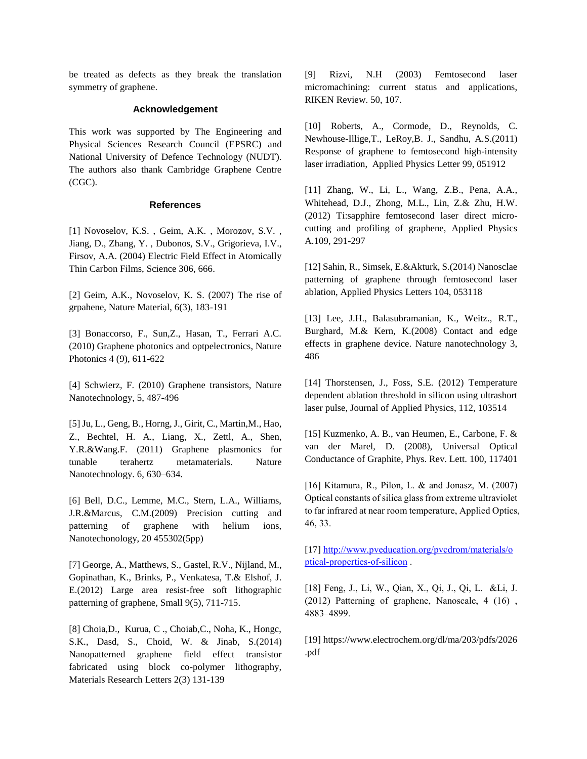be treated as defects as they break the translation symmetry of graphene.

## Acknowledgement

This work was supported by The Engineering and Physical Sciences Research Council (EPSRC) and National University of Defence Technology (NUDT). The authors also thank Cambridge Graphene Centre (CGC).

## References

[1] Novoselov, K.S. , Geim, A.K. , Morozov, S.V. , Jiang, D., Zhang, Y. , Dubonos, S.V., Grigorieva, I.V., Firsov, A.A. (2004) Electric Field Effect in Atomically Thin Carbon Films, Science 306, 666.

[2] Geim, A.K., Novoselov, K. S. (2007) The rise of grpahene, Nature Material, 6(3), 183-191

[3] Bonaccorso, F., Sun,Z., Hasan, T., Ferrari A.C. (2010) Graphene photonics and optpelectronics, Nature Photonics 4 (9), 611-622

[4] Schwierz, F. (2010) Graphene transistors, Nature Nanotechnology, 5, 487-496

[5] Ju, L., Geng, B., Horng, J., Girit, C., Martin,M., Hao, Z., Bechtel, H. A., Liang, X., Zettl, A., Shen, Y.R.&Wang.F. (2011) Graphene plasmonics for tunable terahertz metamaterials. Nature Nanotechnology. 6, 630–634.

[6] Bell, D.C., Lemme, M.C., Stern, L.A., Williams, J.R.&Marcus, C.M.(2009) Precision cutting and patterning of graphene with helium ions, Nanotechonology, 20 455302(5pp)

[7] George, A., Matthews, S., Gastel, R.V., Nijland, M., Gopinathan, K., Brinks, P., Venkatesa, T.& Elshof, J. E.(2012) Large area resist-free soft lithographic patterning of graphene, Small 9(5), 711-715.

[8] Choia,D., Kurua, C ., Choiab,C., Noha, K., Hongc, S.K., Dasd, S., Choid, W. & Jinab, S.(2014) Nanopatterned graphene field effect transistor fabricated using block co-polymer lithography, Materials Research Letters 2(3) 131-139

[9] Rizvi, N.H (2003) Femtosecond laser micromachining: current status and applications, RIKEN Review. 50, 107.

[10] Roberts, A., Cormode, D., Reynolds, C. Newhouse-Illige,T., LeRoy,B. J., Sandhu, A.S.(2011) Response of graphene to femtosecond high-intensity laser irradiation, Applied Physics Letter 99, 051912

[11] Zhang, W., Li, L., Wang, Z.B., Pena, A.A., Whitehead, D.J., Zhong, M.L., Lin, Z.& Zhu, H.W. (2012) Ti:sapphire femtosecond laser direct micro-cutting and profiling of graphene, Applied Physics A.109, 291-297

[12] Sahin, R., Simsek, E.&Akturk, S.(2014) Nanosclae patterning of graphene through femtosecond laser ablation, Applied Physics Letters 104, 053118

[13] Lee, J.H., Balasubramanian, K., Weitz., R.T., Burghard, M.& Kern, K.(2008) Contact and edge effects in graphene device. Nature nanotechnology 3, 486

[14] Thorstensen, J., Foss, S.E. (2012) Temperature dependent ablation threshold in silicon using ultrashort laser pulse, Journal of Applied Physics, 112, 103514

[15] Kuzmenko, A. B., van Heumen, E., Carbone, F. & van der Marel, D. (2008), Universal Optical Conductance of Graphite, Phys. Rev. Lett. 100, 117401

[16] Kitamura, R., Pilon, L. & and Jonasz, M. (2007) Optical constants of silica glass from extreme ultraviolet to far infrared at near room temperature, Applied Optics, 46, 33.

[17] http://www.pveducation.org/pvcdrom/materials/optical-properties-of-silicon .

[18] Feng, J., Li, W., Qian, X., Qi, J., Qi, L. &Li, J. (2012) Patterning of graphene, Nanoscale, 4 (16) , 4883–4899.

[19] https://www.electrochem.org/dl/ma/203/pdfs/2026.pdf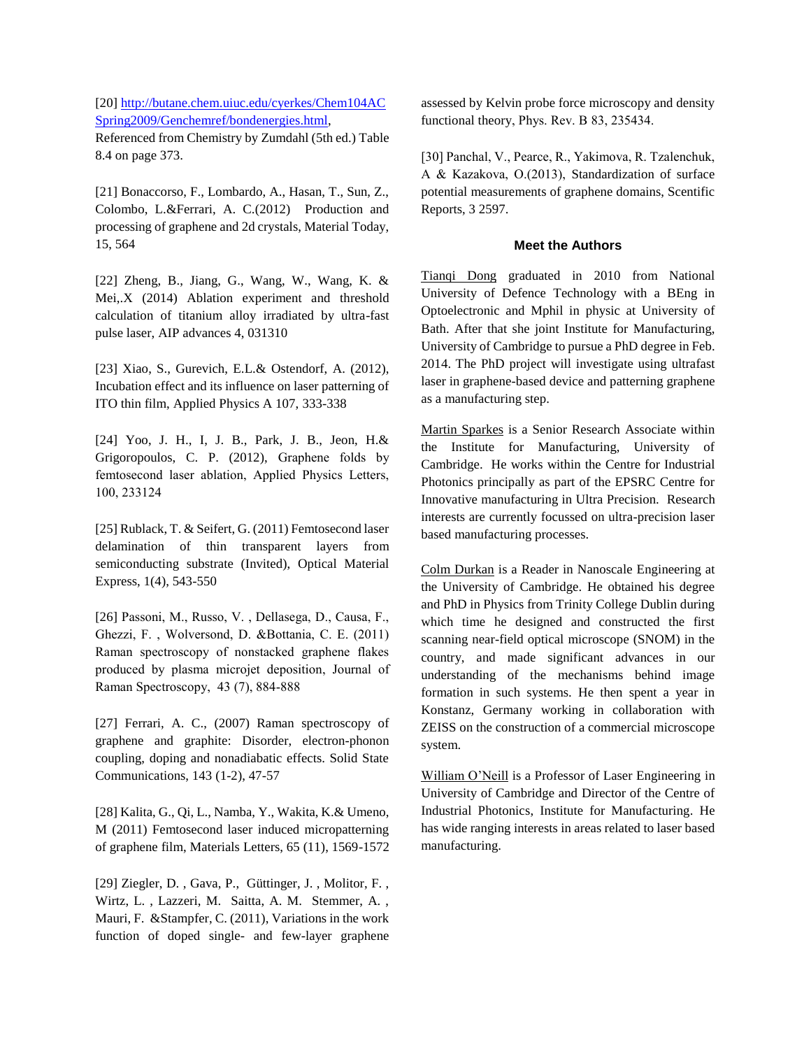[20] http://butane.chem.uiuc.edu/cyerkes/Chem104ACSpring2009/Genchemref/bondenergies.html, Referenced from Chemistry by Zumdahl (5th ed.) Table 8.4 on page 373.

[21] Bonaccorso, F., Lombardo, A., Hasan, T., Sun, Z., Colombo, L.&Ferrari, A. C.(2012) Production and processing of graphene and 2d crystals, Material Today, 15, 564

[22] Zheng, B., Jiang, G., Wang, W., Wang, K. & Mei,.X (2014) Ablation experiment and threshold calculation of titanium alloy irradiated by ultra-fast pulse laser, AIP advances 4, 031310

[23] Xiao, S., Gurevich, E.L.& Ostendorf, A. (2012), Incubation effect and its influence on laser patterning of ITO thin film, Applied Physics A 107, 333-338

[24] Yoo, J. H., I, J. B., Park, J. B., Jeon, H.& Grigoropoulos, C. P. (2012), Graphene folds by femtosecond laser ablation, Applied Physics Letters, 100, 233124

[25] Rublack, T. & Seifert, G. (2011) Femtosecond laser delamination of thin transparent layers from semiconducting substrate (Invited), Optical Material Express, 1(4), 543-550

[26] Passoni, M., Russo, V. , Dellasega, D., Causa, F., Ghezzi, F. , Wolversond, D. &Bottania, C. E. (2011) Raman spectroscopy of nonstacked graphene flakes produced by plasma microjet deposition, Journal of Raman Spectroscopy, 43 (7), 884-888

[27] Ferrari, A. C., (2007) Raman spectroscopy of graphene and graphite: Disorder, electron-phonon coupling, doping and nonadiabatic effects. Solid State Communications, 143 (1-2), 47-57

[28] Kalita, G., Qi, L., Namba, Y., Wakita, K.& Umeno, M (2011) Femtosecond laser induced micropatterning of graphene film, Materials Letters, 65 (11), 1569-1572

[29] Ziegler, D. , Gava, P., Güttinger, J. , Molitor, F. , Wirtz, L. , Lazzeri, M. Saitta, A. M. Stemmer, A. , Mauri, F. &Stampfer, C. (2011), Variations in the work function of doped single- and few-layer graphene assessed by Kelvin probe force microscopy and density functional theory, Phys. Rev. B 83, 235434.

[30] Panchal, V., Pearce, R., Yakimova, R. Tzalenchuk, A & Kazakova, O.(2013), Standardization of surface potential measurements of graphene domains, Scentific Reports, 3 2597.

## Meet the Authors

Tianqi Dong graduated in 2010 from National University of Defence Technology with a BEng in Optoelectronic and Mphil in physic at University of Bath. After that she joint Institute for Manufacturing, University of Cambridge to pursue a PhD degree in Feb. 2014. The PhD project will investigate using ultrafast laser in graphene-based device and patterning graphene as a manufacturing step.

Martin Sparkes is a Senior Research Associate within the Institute for Manufacturing, University of Cambridge. He works within the Centre for Industrial Photonics principally as part of the EPSRC Centre for Innovative manufacturing in Ultra Precision. Research interests are currently focussed on ultra-precision laser based manufacturing processes.

Colm Durkan is a Reader in Nanoscale Engineering at the University of Cambridge. He obtained his degree and PhD in Physics from Trinity College Dublin during which time he designed and constructed the first scanning near-field optical microscope (SNOM) in the country, and made significant advances in our understanding of the mechanisms behind image formation in such systems. He then spent a year in Konstanz, Germany working in collaboration with ZEISS on the construction of a commercial microscope system.

William O'Neill is a Professor of Laser Engineering in University of Cambridge and Director of the Centre of Industrial Photonics, Institute for Manufacturing. He has wide ranging interests in areas related to laser based manufacturing.